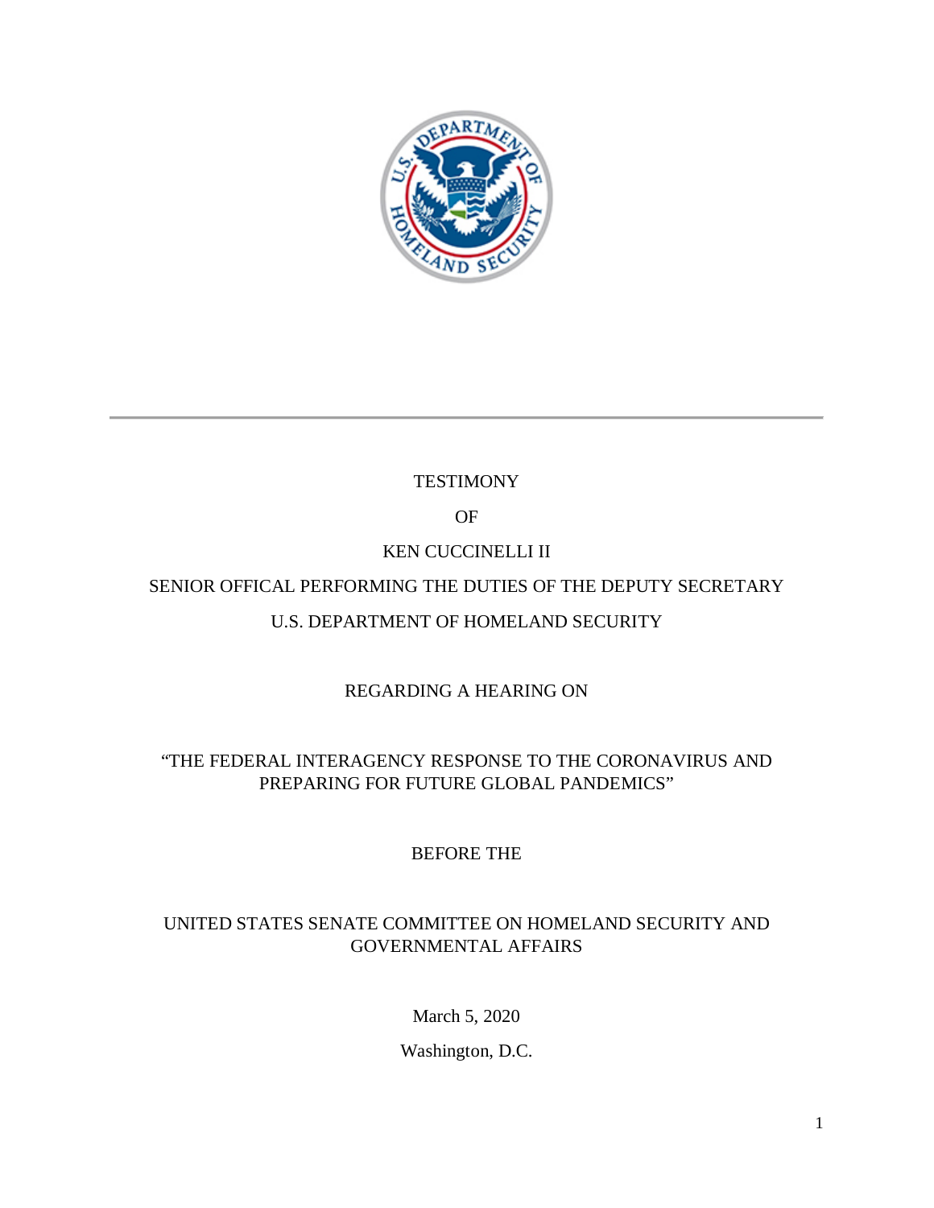TESTIMONY

OF

KEN CUCCINELLI II

SENIOR OFFICAL PERFORMING THE DUTIES OF THE DEPUTY SECRETARY

U.S. DEPARTMENT OF HOMELAND SECURITY

REGARDING A HEARING ON

"THE FEDERAL INTERAGENCY RESPONSE TO THE CORONAVIRUS AND PREPARING FOR FUTURE GLOBAL PANDEMICS"

BEFORE THE

UNITED STATES SENATE COMMITTEE ON HOMELAND SECURITY AND GOVERNMENTAL AFFAIRS

March 5, 2020

Washington, D.C.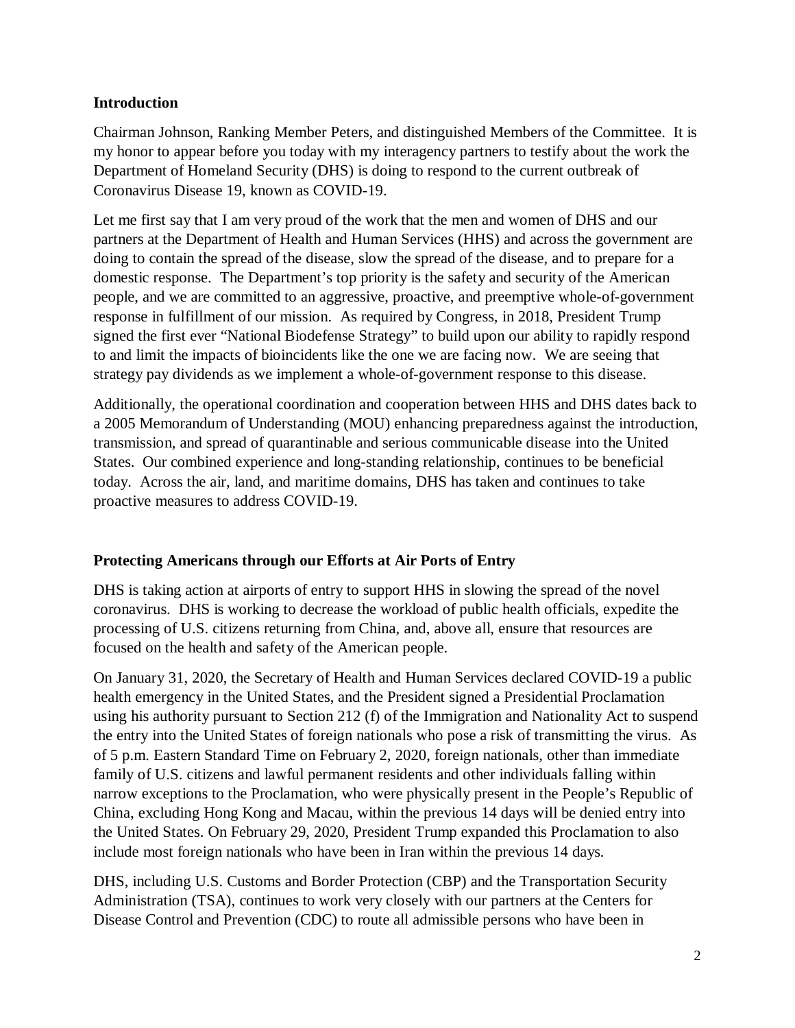## Introduction

Chairman Johnson, Ranking Member Peters, and distinguished Members of the Committee. It is my honor to appear before you today with my interagency partners to testify about the work the Department of Homeland Security (DHS) is doing to respond to the current outbreak of Coronavirus Disease 19, known as COVID-19.

Let me first say that I am very proud of the work that the men and women of DHS and our partners at the Department of Health and Human Services (HHS) and across the government are doing to contain the spread of the disease, slow the spread of the disease, and to prepare for a domestic response. The Department's top priority is the safety and security of the American people, and we are committed to an aggressive, proactive, and preemptive whole-of-government response in fulfillment of our mission. As required by Congress, in 2018, President Trump signed the first ever "National Biodefense Strategy" to build upon our ability to rapidly respond to and limit the impacts of bioincidents like the one we are facing now. We are seeing that strategy pay dividends as we implement a whole-of-government response to this disease.

Additionally, the operational coordination and cooperation between HHS and DHS dates back to a 2005 Memorandum of Understanding (MOU) enhancing preparedness against the introduction, transmission, and spread of quarantinable and serious communicable disease into the United States. Our combined experience and long-standing relationship, continues to be beneficial today. Across the air, land, and maritime domains, DHS has taken and continues to take proactive measures to address COVID-19.

## Protecting Americans through our Efforts at Air Ports of Entry

DHS is taking action at airports of entry to support HHS in slowing the spread of the novel coronavirus. DHS is working to decrease the workload of public health officials, expedite the processing of U.S. citizens returning from China, and, above all, ensure that resources are focused on the health and safety of the American people.

On January 31, 2020, the Secretary of Health and Human Services declared COVID-19 a public health emergency in the United States, and the President signed a Presidential Proclamation using his authority pursuant to Section 212 (f) of the Immigration and Nationality Act to suspend the entry into the United States of foreign nationals who pose a risk of transmitting the virus. As of 5 p.m. Eastern Standard Time on February 2, 2020, foreign nationals, other than immediate family of U.S. citizens and lawful permanent residents and other individuals falling within narrow exceptions to the Proclamation, who were physically present in the People's Republic of China, excluding Hong Kong and Macau, within the previous 14 days will be denied entry into the United States. On February 29, 2020, President Trump expanded this Proclamation to also include most foreign nationals who have been in Iran within the previous 14 days.

DHS, including U.S. Customs and Border Protection (CBP) and the Transportation Security Administration (TSA), continues to work very closely with our partners at the Centers for Disease Control and Prevention (CDC) to route all admissible persons who have been in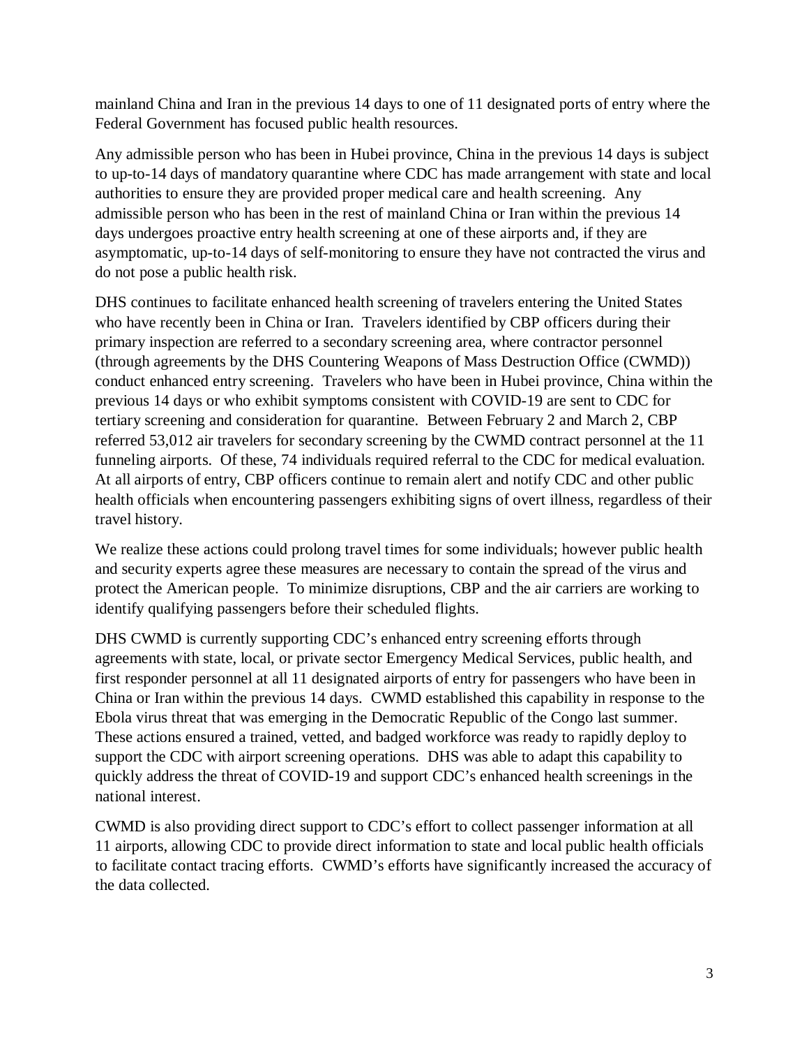mainland China and Iran in the previous 14 days to one of 11 designated ports of entry where the Federal Government has focused public health resources.

Any admissible person who has been in Hubei province, China in the previous 14 days is subject to up-to-14 days of mandatory quarantine where CDC has made arrangement with state and local authorities to ensure they are provided proper medical care and health screening. Any admissible person who has been in the rest of mainland China or Iran within the previous 14 days undergoes proactive entry health screening at one of these airports and, if they are asymptomatic, up-to-14 days of self-monitoring to ensure they have not contracted the virus and do not pose a public health risk.

DHS continues to facilitate enhanced health screening of travelers entering the United States who have recently been in China or Iran. Travelers identified by CBP officers during their primary inspection are referred to a secondary screening area, where contractor personnel (through agreements by the DHS Countering Weapons of Mass Destruction Office (CWMD)) conduct enhanced entry screening. Travelers who have been in Hubei province, China within the previous 14 days or who exhibit symptoms consistent with COVID-19 are sent to CDC for tertiary screening and consideration for quarantine. Between February 2 and March 2, CBP referred 53,012 air travelers for secondary screening by the CWMD contract personnel at the 11 funneling airports. Of these, 74 individuals required referral to the CDC for medical evaluation. At all airports of entry, CBP officers continue to remain alert and notify CDC and other public health officials when encountering passengers exhibiting signs of overt illness, regardless of their travel history.

We realize these actions could prolong travel times for some individuals; however public health and security experts agree these measures are necessary to contain the spread of the virus and protect the American people. To minimize disruptions, CBP and the air carriers are working to identify qualifying passengers before their scheduled flights.

DHS CWMD is currently supporting CDC's enhanced entry screening efforts through agreements with state, local, or private sector Emergency Medical Services, public health, and first responder personnel at all 11 designated airports of entry for passengers who have been in China or Iran within the previous 14 days. CWMD established this capability in response to the Ebola virus threat that was emerging in the Democratic Republic of the Congo last summer. These actions ensured a trained, vetted, and badged workforce was ready to rapidly deploy to support the CDC with airport screening operations. DHS was able to adapt this capability to quickly address the threat of COVID-19 and support CDC's enhanced health screenings in the national interest.

CWMD is also providing direct support to CDC's effort to collect passenger information at all 11 airports, allowing CDC to provide direct information to state and local public health officials to facilitate contact tracing efforts. CWMD's efforts have significantly increased the accuracy of the data collected.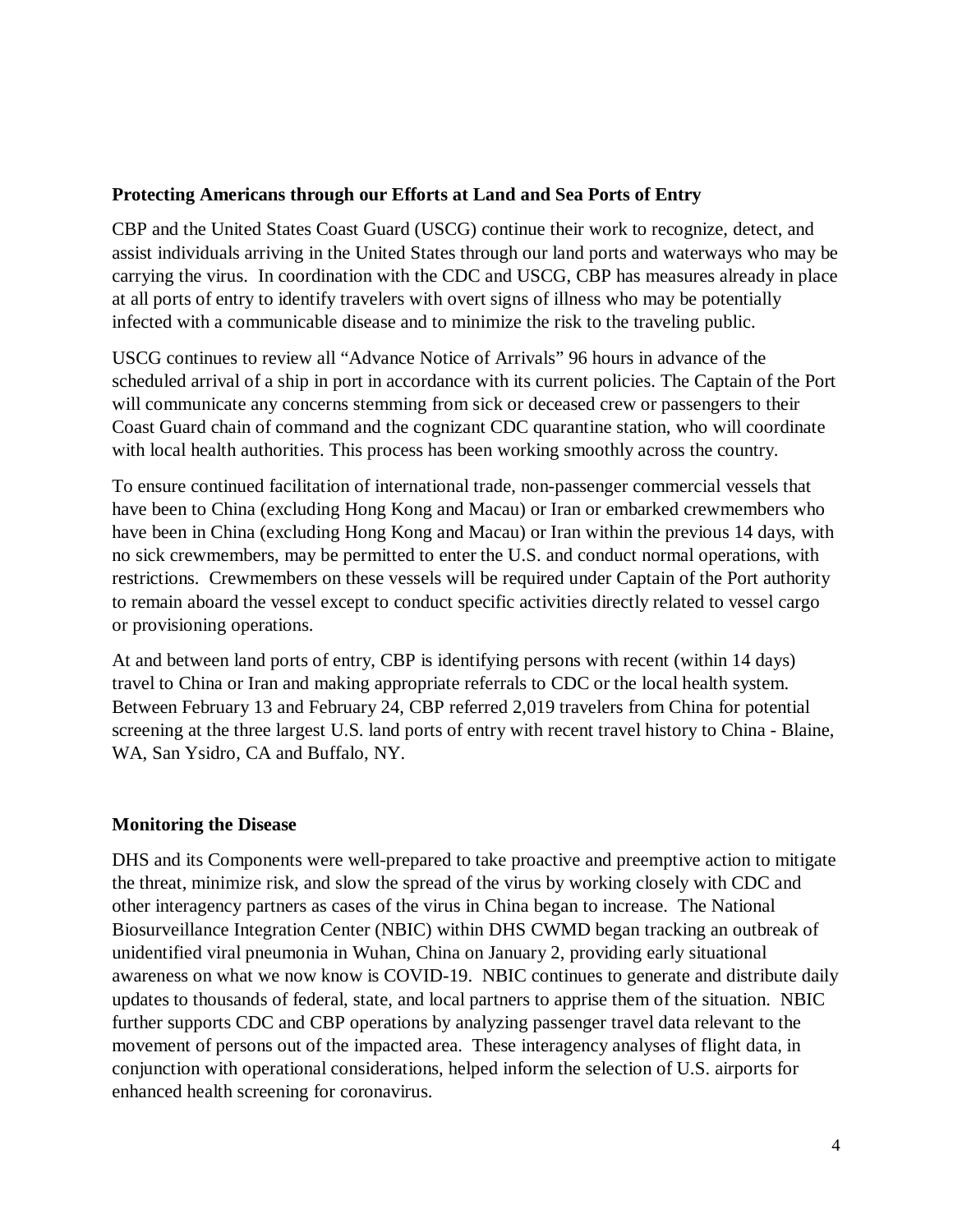**Protecting Americans through our Efforts at Land and Sea Ports of Entry**

CBP and the United States Coast Guard (USCG) continue their work to recognize, detect, and assist individuals arriving in the United States through our land ports and waterways who may be carrying the virus. In coordination with the CDC and USCG, CBP has measures already in place at all ports of entry to identify travelers with overt signs of illness who may be potentially infected with a communicable disease and to minimize the risk to the traveling public.

USCG continues to review all "Advance Notice of Arrivals" 96 hours in advance of the scheduled arrival of a ship in port in accordance with its current policies. The Captain of the Port will communicate any concerns stemming from sick or deceased crew or passengers to their Coast Guard chain of command and the cognizant CDC quarantine station, who will coordinate with local health authorities. This process has been working smoothly across the country.

To ensure continued facilitation of international trade, non-passenger commercial vessels that have been to China (excluding Hong Kong and Macau) or Iran or embarked crewmembers who have been in China (excluding Hong Kong and Macau) or Iran within the previous 14 days, with no sick crewmembers, may be permitted to enter the U.S. and conduct normal operations, with restrictions. Crewmembers on these vessels will be required under Captain of the Port authority to remain aboard the vessel except to conduct specific activities directly related to vessel cargo or provisioning operations.

At and between land ports of entry, CBP is identifying persons with recent (within 14 days) travel to China or Iran and making appropriate referrals to CDC or the local health system. Between February 13 and February 24, CBP referred 2,019 travelers from China for potential screening at the three largest U.S. land ports of entry with recent travel history to China - Blaine, WA, San Ysidro, CA and Buffalo, NY.

**Monitoring the Disease**

DHS and its Components were well-prepared to take proactive and preemptive action to mitigate the threat, minimize risk, and slow the spread of the virus by working closely with CDC and other interagency partners as cases of the virus in China began to increase. The National Biosurveillance Integration Center (NBIC) within DHS CWMD began tracking an outbreak of unidentified viral pneumonia in Wuhan, China on January 2, providing early situational awareness on what we now know is COVID-19. NBIC continues to generate and distribute daily updates to thousands of federal, state, and local partners to apprise them of the situation. NBIC further supports CDC and CBP operations by analyzing passenger travel data relevant to the movement of persons out of the impacted area. These interagency analyses of flight data, in conjunction with operational considerations, helped inform the selection of U.S. airports for enhanced health screening for coronavirus.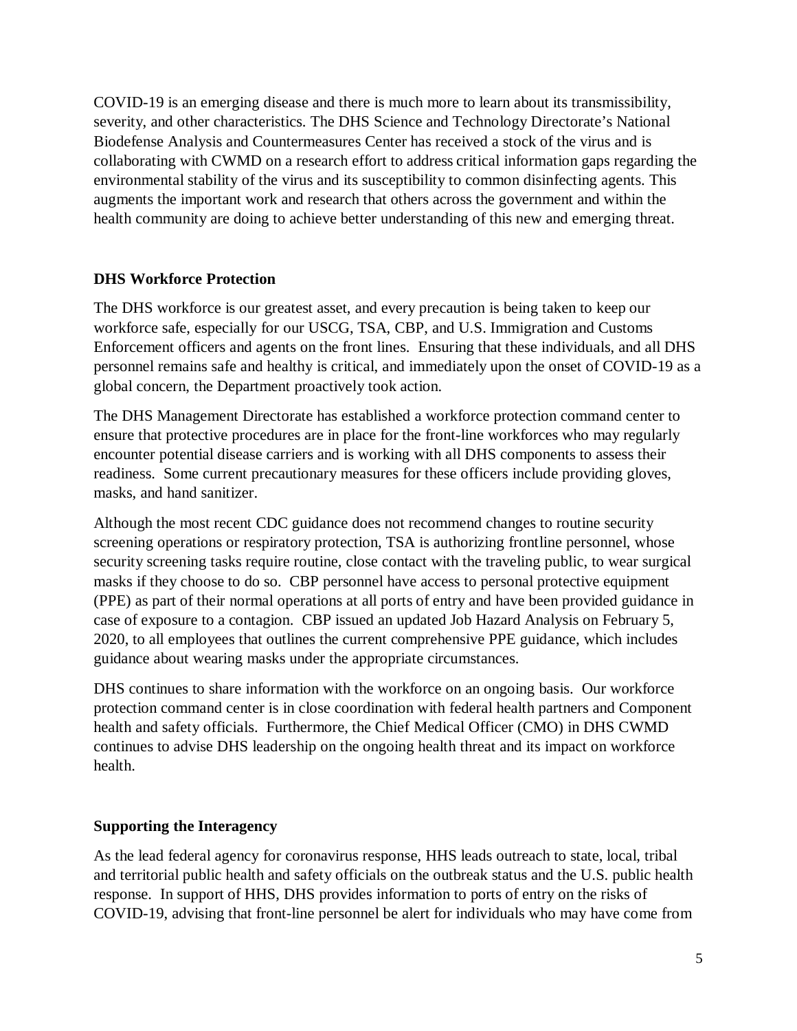COVID-19 is an emerging disease and there is much more to learn about its transmissibility, severity, and other characteristics. The DHS Science and Technology Directorate's National Biodefense Analysis and Countermeasures Center has received a stock of the virus and is collaborating with CWMD on a research effort to address critical information gaps regarding the environmental stability of the virus and its susceptibility to common disinfecting agents. This augments the important work and research that others across the government and within the health community are doing to achieve better understanding of this new and emerging threat.

## DHS Workforce Protection

The DHS workforce is our greatest asset, and every precaution is being taken to keep our workforce safe, especially for our USCG, TSA, CBP, and U.S. Immigration and Customs Enforcement officers and agents on the front lines. Ensuring that these individuals, and all DHS personnel remains safe and healthy is critical, and immediately upon the onset of COVID-19 as a global concern, the Department proactively took action.

The DHS Management Directorate has established a workforce protection command center to ensure that protective procedures are in place for the front-line workforces who may regularly encounter potential disease carriers and is working with all DHS components to assess their readiness. Some current precautionary measures for these officers include providing gloves, masks, and hand sanitizer.

Although the most recent CDC guidance does not recommend changes to routine security screening operations or respiratory protection, TSA is authorizing frontline personnel, whose security screening tasks require routine, close contact with the traveling public, to wear surgical masks if they choose to do so. CBP personnel have access to personal protective equipment (PPE) as part of their normal operations at all ports of entry and have been provided guidance in case of exposure to a contagion. CBP issued an updated Job Hazard Analysis on February 5, 2020, to all employees that outlines the current comprehensive PPE guidance, which includes guidance about wearing masks under the appropriate circumstances.

DHS continues to share information with the workforce on an ongoing basis. Our workforce protection command center is in close coordination with federal health partners and Component health and safety officials. Furthermore, the Chief Medical Officer (CMO) in DHS CWMD continues to advise DHS leadership on the ongoing health threat and its impact on workforce health.

## Supporting the Interagency

As the lead federal agency for coronavirus response, HHS leads outreach to state, local, tribal and territorial public health and safety officials on the outbreak status and the U.S. public health response. In support of HHS, DHS provides information to ports of entry on the risks of COVID-19, advising that front-line personnel be alert for individuals who may have come from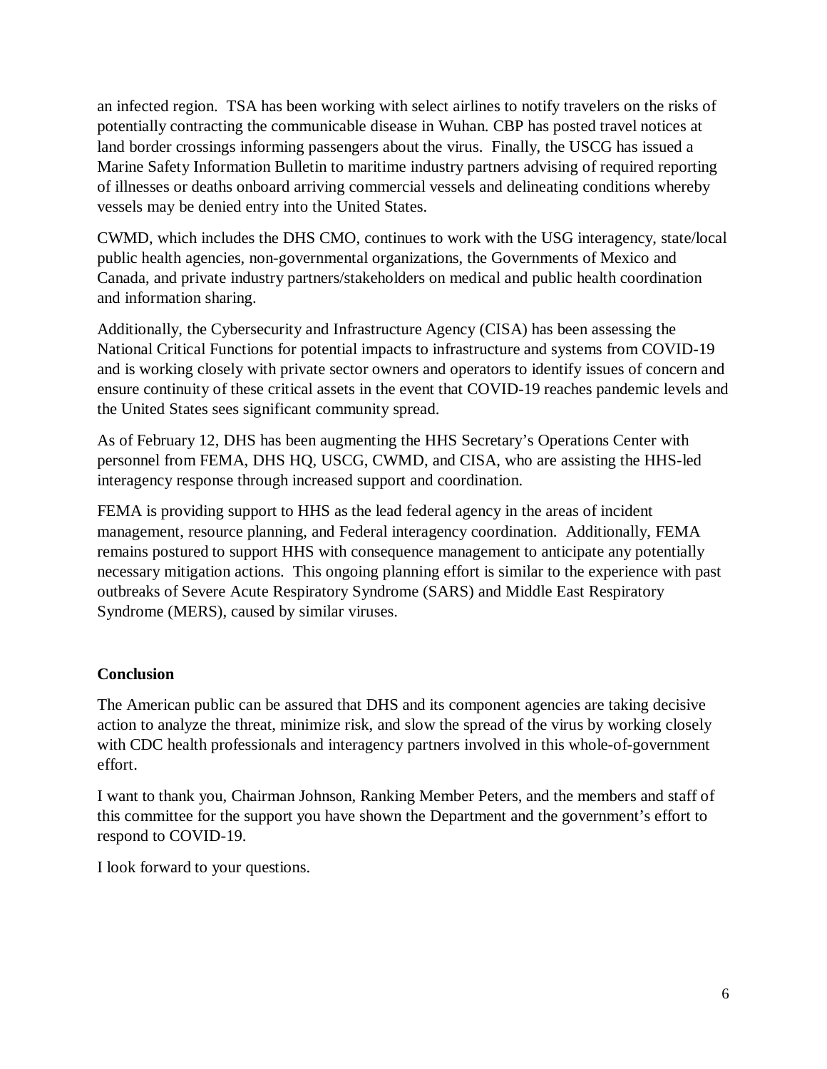an infected region. TSA has been working with select airlines to notify travelers on the risks of potentially contracting the communicable disease in Wuhan. CBP has posted travel notices at land border crossings informing passengers about the virus. Finally, the USCG has issued a Marine Safety Information Bulletin to maritime industry partners advising of required reporting of illnesses or deaths onboard arriving commercial vessels and delineating conditions whereby vessels may be denied entry into the United States.

CWMD, which includes the DHS CMO, continues to work with the USG interagency, state/local public health agencies, non-governmental organizations, the Governments of Mexico and Canada, and private industry partners/stakeholders on medical and public health coordination and information sharing.

Additionally, the Cybersecurity and Infrastructure Agency (CISA) has been assessing the National Critical Functions for potential impacts to infrastructure and systems from COVID-19 and is working closely with private sector owners and operators to identify issues of concern and ensure continuity of these critical assets in the event that COVID-19 reaches pandemic levels and the United States sees significant community spread.

As of February 12, DHS has been augmenting the HHS Secretary's Operations Center with personnel from FEMA, DHS HQ, USCG, CWMD, and CISA, who are assisting the HHS-led interagency response through increased support and coordination.

FEMA is providing support to HHS as the lead federal agency in the areas of incident management, resource planning, and Federal interagency coordination. Additionally, FEMA remains postured to support HHS with consequence management to anticipate any potentially necessary mitigation actions. This ongoing planning effort is similar to the experience with past outbreaks of Severe Acute Respiratory Syndrome (SARS) and Middle East Respiratory Syndrome (MERS), caused by similar viruses.

**Conclusion**

The American public can be assured that DHS and its component agencies are taking decisive action to analyze the threat, minimize risk, and slow the spread of the virus by working closely with CDC health professionals and interagency partners involved in this whole-of-government effort.

I want to thank you, Chairman Johnson, Ranking Member Peters, and the members and staff of this committee for the support you have shown the Department and the government's effort to respond to COVID-19.

I look forward to your questions.